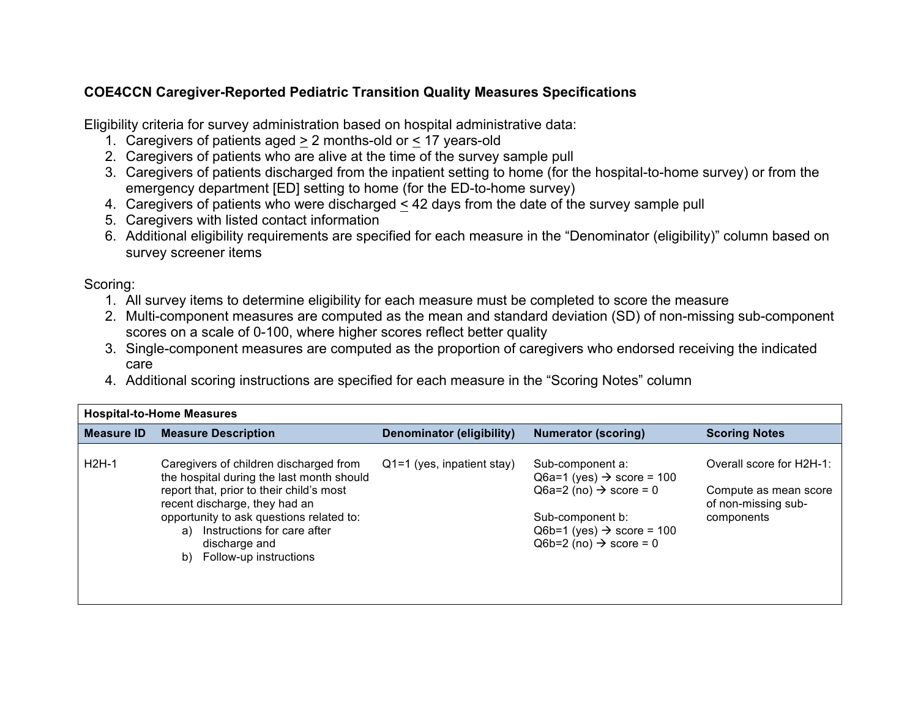**COE4CCN Caregiver-Reported Pediatric Transition Quality Measures Specifications**

Eligibility criteria for survey administration based on hospital administrative data:

1. Caregivers of patients aged ≥ 2 months-old or ≤ 17 years-old
2. Caregivers of patients who are alive at the time of the survey sample pull
3. Caregivers of patients discharged from the inpatient setting to home (for the hospital-to-home survey) or from the emergency department [ED] setting to home (for the ED-to-home survey)
4. Caregivers of patients who were discharged ≤ 42 days from the date of the survey sample pull
5. Caregivers with listed contact information
6. Additional eligibility requirements are specified for each measure in the "Denominator (eligibility)" column based on survey screener items

Scoring:

1. All survey items to determine eligibility for each measure must be completed to score the measure
2. Multi-component measures are computed as the mean and standard deviation (SD) of non-missing sub-component scores on a scale of 0-100, where higher scores reflect better quality
3. Single-component measures are computed as the proportion of caregivers who endorsed receiving the indicated care
4. Additional scoring instructions are specified for each measure in the "Scoring Notes" column

| **Hospital-to-Home Measures** | | | | |
|---|---|---|---|---|
| **Measure ID** | **Measure Description** | **Denominator (eligibility)** | **Numerator (scoring)** | **Scoring Notes** |
| H2H-1 | Caregivers of children discharged from the hospital during the last month should report that, prior to their child's most recent discharge, they had an opportunity to ask questions related to:<br>a) Instructions for care after discharge and<br>b) Follow-up instructions | Q1=1 (yes, inpatient stay) | Sub-component a:<br>Q6a=1 (yes) → score = 100<br>Q6a=2 (no) → score = 0<br><br>Sub-component b:<br>Q6b=1 (yes) → score = 100<br>Q6b=2 (no) → score = 0 | Overall score for H2H-1:<br><br>Compute as mean score of non-missing sub-components |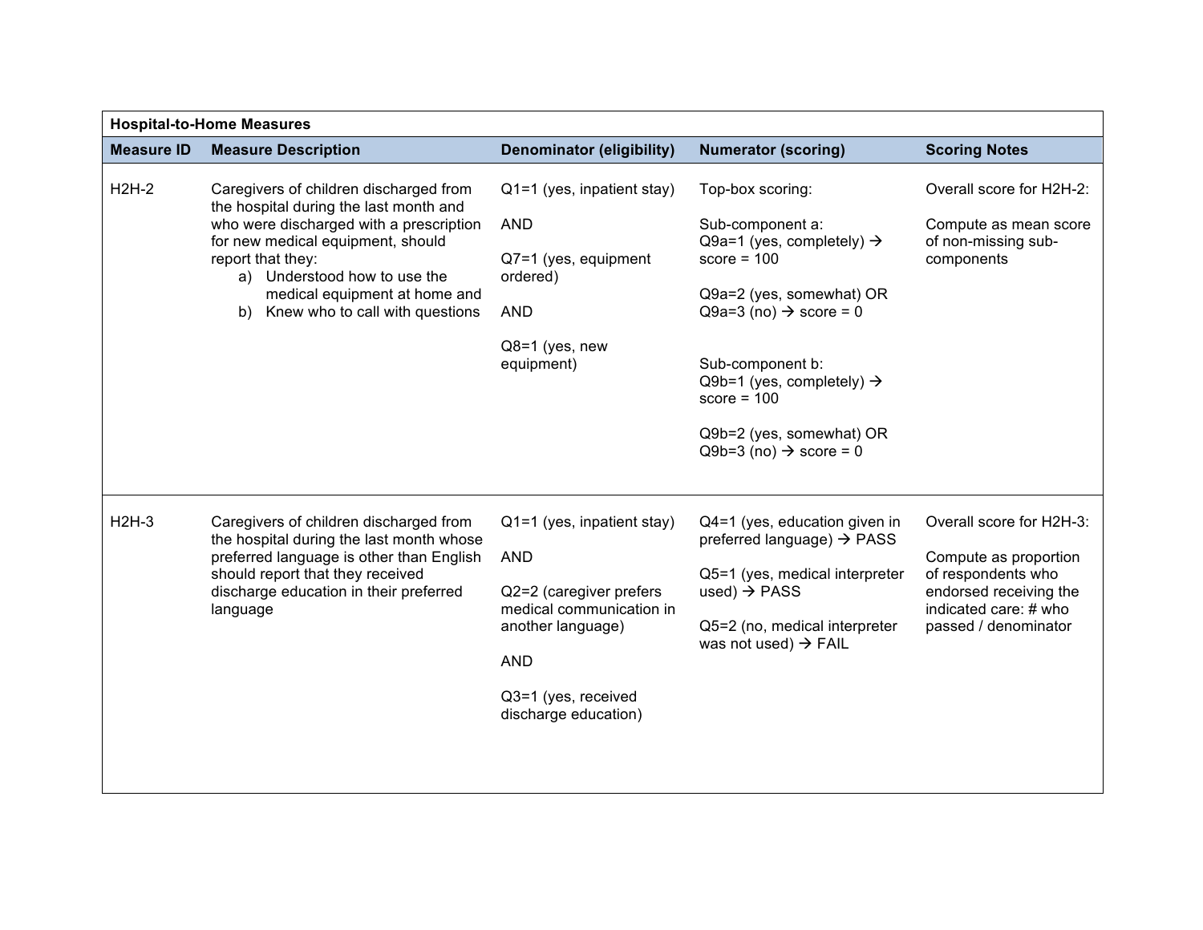| Hospital-to-Home Measures | | | | |
|---|---|---|---|---|
| **Measure ID** | **Measure Description** | **Denominator (eligibility)** | **Numerator (scoring)** | **Scoring Notes** |
| H2H-2 | Caregivers of children discharged from the hospital during the last month and who were discharged with a prescription for new medical equipment, should report that they: <br> a) Understood how to use the medical equipment at home and <br> b) Knew who to call with questions | Q1=1 (yes, inpatient stay) <br><br> AND <br><br> Q7=1 (yes, equipment ordered) <br><br> AND <br><br> Q8=1 (yes, new equipment) | Top-box scoring: <br><br> Sub-component a: <br> Q9a=1 (yes, completely) → score = 100 <br><br> Q9a=2 (yes, somewhat) OR Q9a=3 (no) → score = 0 <br><br> Sub-component b: <br> Q9b=1 (yes, completely) → score = 100 <br><br> Q9b=2 (yes, somewhat) OR Q9b=3 (no) → score = 0 | Overall score for H2H-2: <br><br> Compute as mean score of non-missing sub-components |
| H2H-3 | Caregivers of children discharged from the hospital during the last month whose preferred language is other than English should report that they received discharge education in their preferred language | Q1=1 (yes, inpatient stay) <br><br> AND <br><br> Q2=2 (caregiver prefers medical communication in another language) <br><br> AND <br><br> Q3=1 (yes, received discharge education) | Q4=1 (yes, education given in preferred language) → PASS <br><br> Q5=1 (yes, medical interpreter used) → PASS <br><br> Q5=2 (no, medical interpreter was not used) → FAIL | Overall score for H2H-3: <br><br> Compute as proportion of respondents who endorsed receiving the indicated care: # who passed / denominator |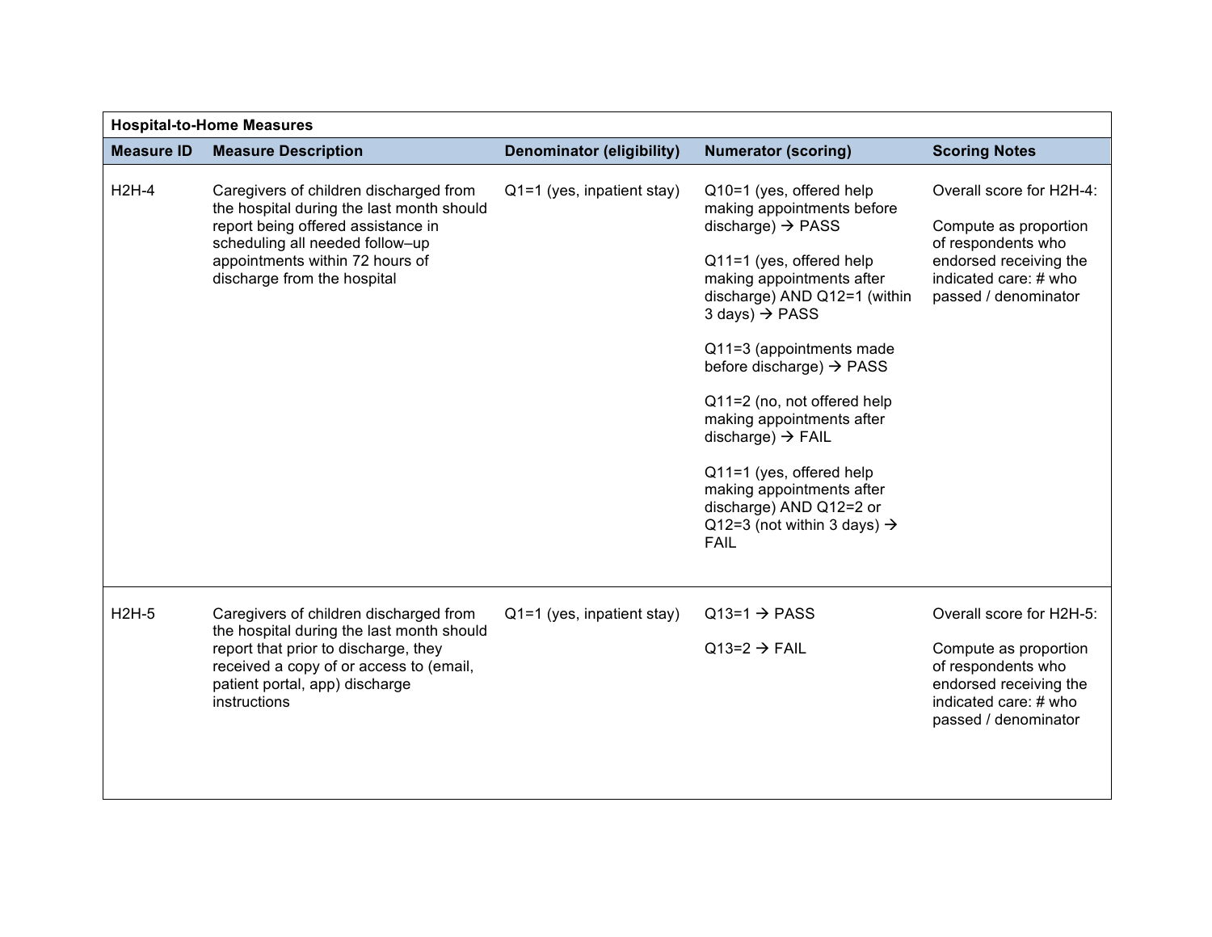**Hospital-to-Home Measures**

| Measure ID | Measure Description | Denominator (eligibility) | Numerator (scoring) | Scoring Notes |
| --- | --- | --- | --- | --- |
| H2H-4 | Caregivers of children discharged from the hospital during the last month should report being offered assistance in scheduling all needed follow–up appointments within 72 hours of discharge from the hospital | Q1=1 (yes, inpatient stay) | Q10=1 (yes, offered help making appointments before discharge) → PASS<br><br>Q11=1 (yes, offered help making appointments after discharge) AND Q12=1 (within 3 days) → PASS<br><br>Q11=3 (appointments made before discharge) → PASS<br><br>Q11=2 (no, not offered help making appointments after discharge) → FAIL<br><br>Q11=1 (yes, offered help making appointments after discharge) AND Q12=2 or Q12=3 (not within 3 days) → FAIL | Overall score for H2H-4:<br><br>Compute as proportion of respondents who endorsed receiving the indicated care: # who passed / denominator |
| H2H-5 | Caregivers of children discharged from the hospital during the last month should report that prior to discharge, they received a copy of or access to (email, patient portal, app) discharge instructions | Q1=1 (yes, inpatient stay) | Q13=1 → PASS<br><br>Q13=2 → FAIL | Overall score for H2H-5:<br><br>Compute as proportion of respondents who endorsed receiving the indicated care: # who passed / denominator |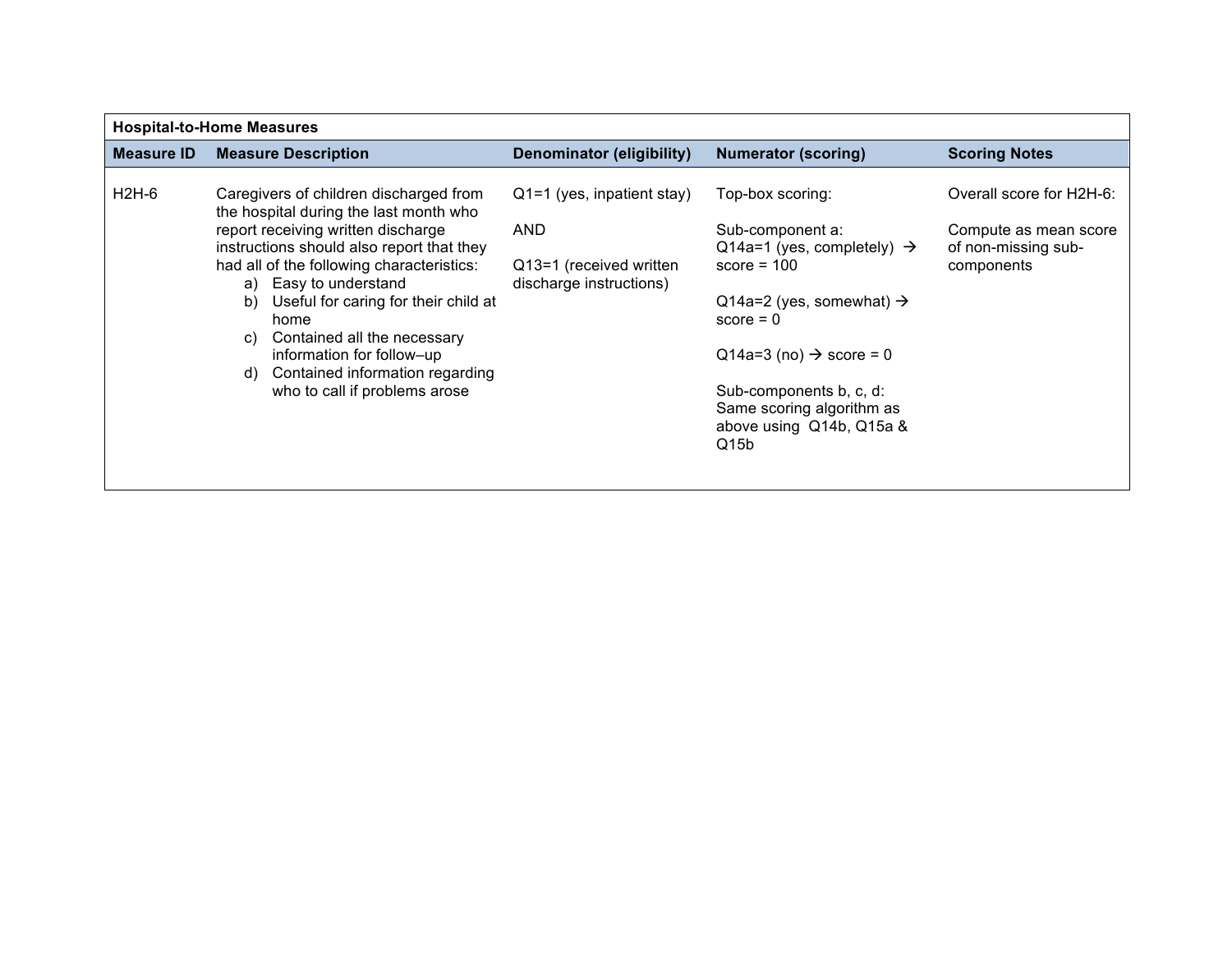| Hospital-to-Home Measures | | | | |
|---|---|---|---|---|
| **Measure ID** | **Measure Description** | **Denominator (eligibility)** | **Numerator (scoring)** | **Scoring Notes** |
| H2H-6 | Caregivers of children discharged from the hospital during the last month who report receiving written discharge instructions should also report that they had all of the following characteristics:<br>a) Easy to understand<br>b) Useful for caring for their child at home<br>c) Contained all the necessary information for follow–up<br>d) Contained information regarding who to call if problems arose | Q1=1 (yes, inpatient stay)<br><br>AND<br><br>Q13=1 (received written discharge instructions) | Top-box scoring:<br><br>Sub-component a:<br>Q14a=1 (yes, completely) → score = 100<br><br>Q14a=2 (yes, somewhat) → score = 0<br><br>Q14a=3 (no) → score = 0<br><br>Sub-components b, c, d: Same scoring algorithm as above using Q14b, Q15a & Q15b | Overall score for H2H-6:<br><br>Compute as mean score of non-missing sub-components |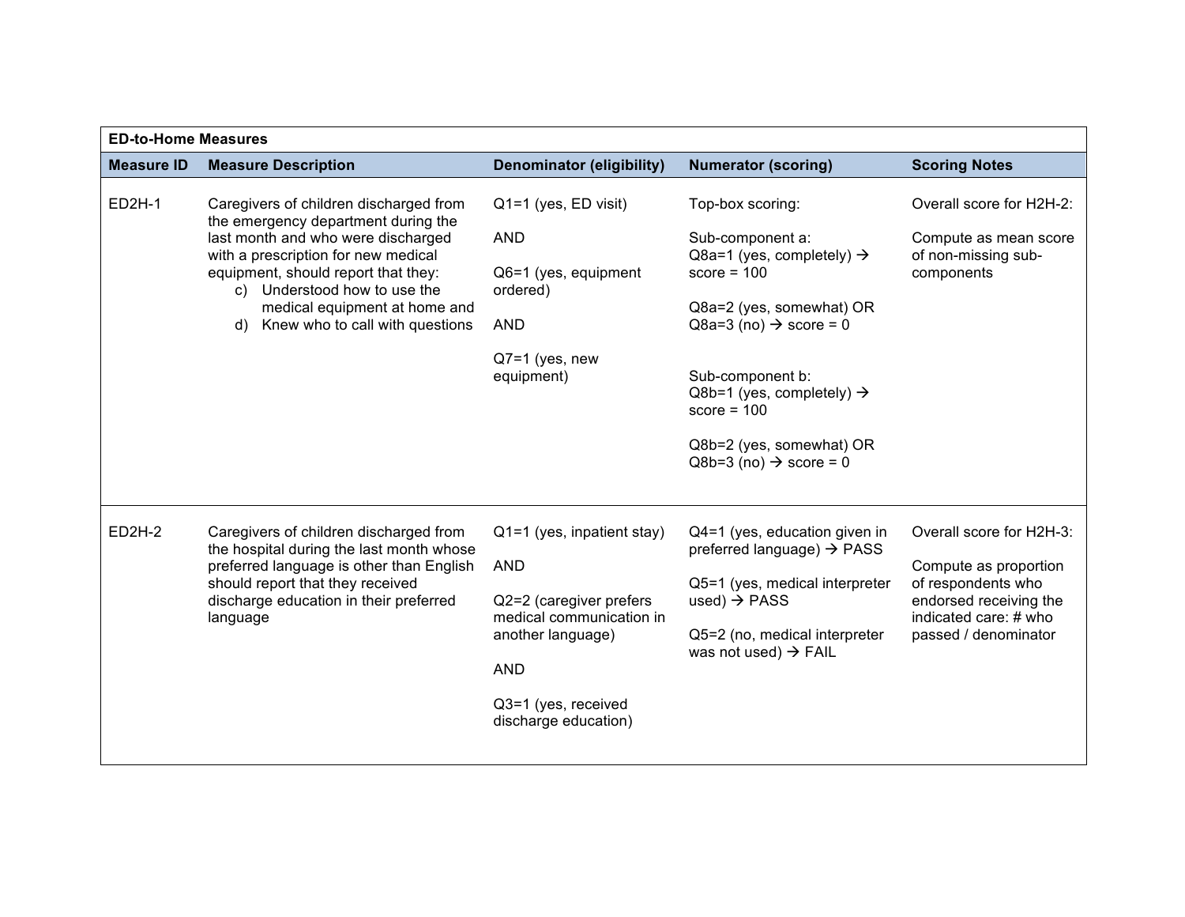| ED-to-Home Measures | | | | |
|---|---|---|---|---|
| **Measure ID** | **Measure Description** | **Denominator (eligibility)** | **Numerator (scoring)** | **Scoring Notes** |
| ED2H-1 | Caregivers of children discharged from the emergency department during the last month and who were discharged with a prescription for new medical equipment, should report that they:<br>c) Understood how to use the medical equipment at home and<br>d) Knew who to call with questions | Q1=1 (yes, ED visit)<br><br>AND<br><br>Q6=1 (yes, equipment ordered)<br><br>AND<br><br>Q7=1 (yes, new equipment) | Top-box scoring:<br><br>Sub-component a:<br>Q8a=1 (yes, completely) → score = 100<br><br>Q8a=2 (yes, somewhat) OR Q8a=3 (no) → score = 0<br><br>Sub-component b:<br>Q8b=1 (yes, completely) → score = 100<br><br>Q8b=2 (yes, somewhat) OR Q8b=3 (no) → score = 0 | Overall score for H2H-2:<br><br>Compute as mean score of non-missing sub-components |
| ED2H-2 | Caregivers of children discharged from the hospital during the last month whose preferred language is other than English should report that they received discharge education in their preferred language | Q1=1 (yes, inpatient stay)<br><br>AND<br><br>Q2=2 (caregiver prefers medical communication in another language)<br><br>AND<br><br>Q3=1 (yes, received discharge education) | Q4=1 (yes, education given in preferred language) → PASS<br><br>Q5=1 (yes, medical interpreter used) → PASS<br><br>Q5=2 (no, medical interpreter was not used) → FAIL | Overall score for H2H-3:<br><br>Compute as proportion of respondents who endorsed receiving the indicated care: # who passed / denominator |